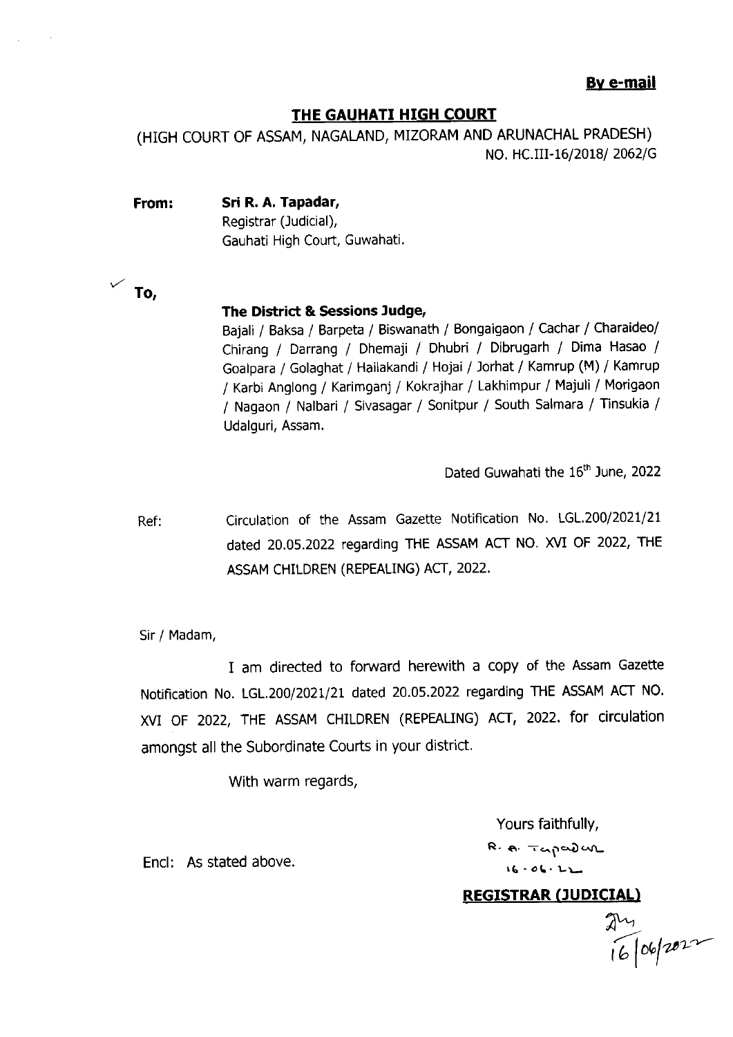**By e-mail**

## THE GAUHATI HIGH COURT

(HIGH COURT OF ASSAM, NAGALAND, MIZORAM AND ARUNACHAL PRADESH)
NO. HC.III-16/2018/ 2062/G

**From:** **Sri R. A. Tapadar,**
Registrar (Judicial),
Gauhati High Court, Guwahati.

**To,**

**The District & Sessions Judge,**
Bajali / Baksa / Barpeta / Biswanath / Bongaigaon / Cachar / Charaideo/ Chirang / Darrang / Dhemaji / Dhubri / Dibrugarh / Dima Hasao / Goalpara / Golaghat / Hailakandi / Hojai / Jorhat / Kamrup (M) / Kamrup / Karbi Anglong / Karimganj / Kokrajhar / Lakhimpur / Majuli / Morigaon / Nagaon / Nalbari / Sivasagar / Sonitpur / South Salmara / Tinsukia / Udalguri, Assam.

Dated Guwahati the 16th June, 2022

Ref: Circulation of the Assam Gazette Notification No. LGL.200/2021/21 dated 20.05.2022 regarding THE ASSAM ACT NO. XVI OF 2022, THE ASSAM CHILDREN (REPEALING) ACT, 2022.

Sir / Madam,

I am directed to forward herewith a copy of the Assam Gazette Notification No. LGL.200/2021/21 dated 20.05.2022 regarding THE ASSAM ACT NO. XVI OF 2022, THE ASSAM CHILDREN (REPEALING) ACT, 2022. for circulation amongst all the Subordinate Courts in your district.

With warm regards,

Yours faithfully,

R. A. Tapadar
16-06-22

Encl: As stated above.

**REGISTRAR (JUDICIAL)**

16/06/2022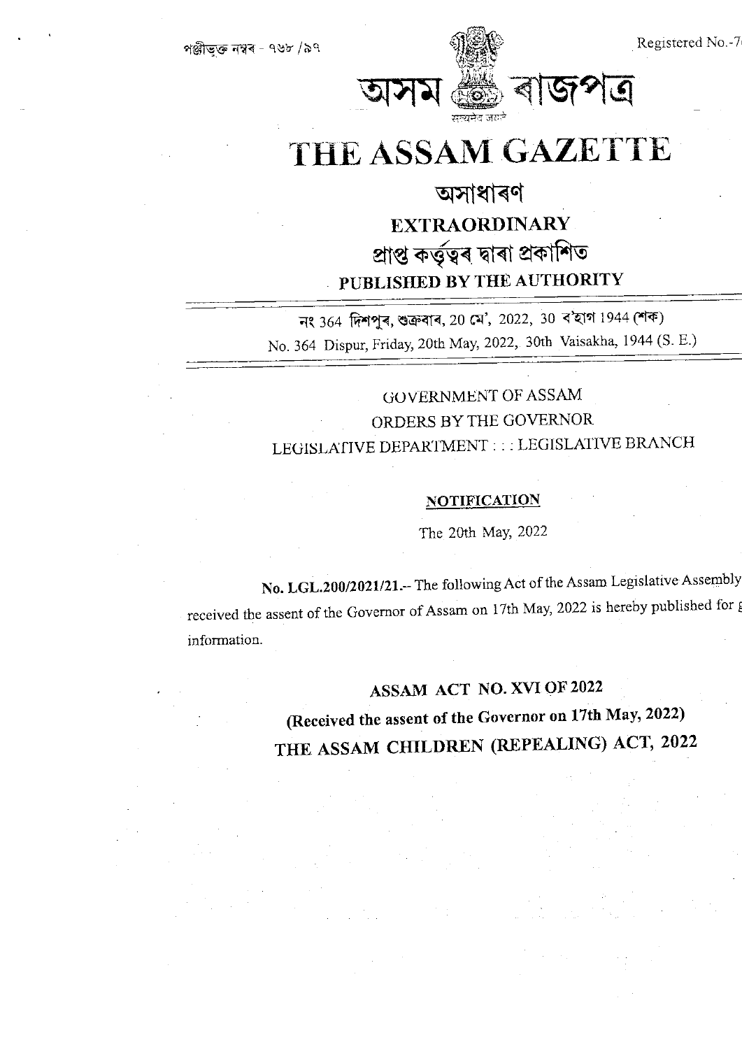পঞ্জীভুক্ত নম্বৰ - ৭৬৮ /৯৭

Registered No.-7

# অসম ৰাজপত্ৰ

सत्यमेव जयते

# THE ASSAM GAZETTE

## অসাধাৰণ

## EXTRAORDINARY

### প্ৰাপ্ত কৰ্তৃত্বৰ দ্বাৰা প্ৰকাশিত

### PUBLISHED BY THE AUTHORITY

নং 364 দিশপুৰ, শুক্ৰবাৰ, 20 মে', 2022, 30 ব'হাগ 1944 (শক)

No. 364 Dispur, Friday, 20th May, 2022, 30th Vaisakha, 1944 (S. E.)

GOVERNMENT OF ASSAM

ORDERS BY THE GOVERNOR

LEGISLATIVE DEPARTMENT : : : LEGISLATIVE BRANCH

**NOTIFICATION**

The 20th May, 2022

**No. LGL.200/2021/21.**-- The following Act of the Assam Legislative Assembly received the assent of the Governor of Assam on 17th May, 2022 is hereby published for g information.

**ASSAM ACT NO. XVI OF 2022**

**(Received the assent of the Governor on 17th May, 2022)**

**THE ASSAM CHILDREN (REPEALING) ACT, 2022**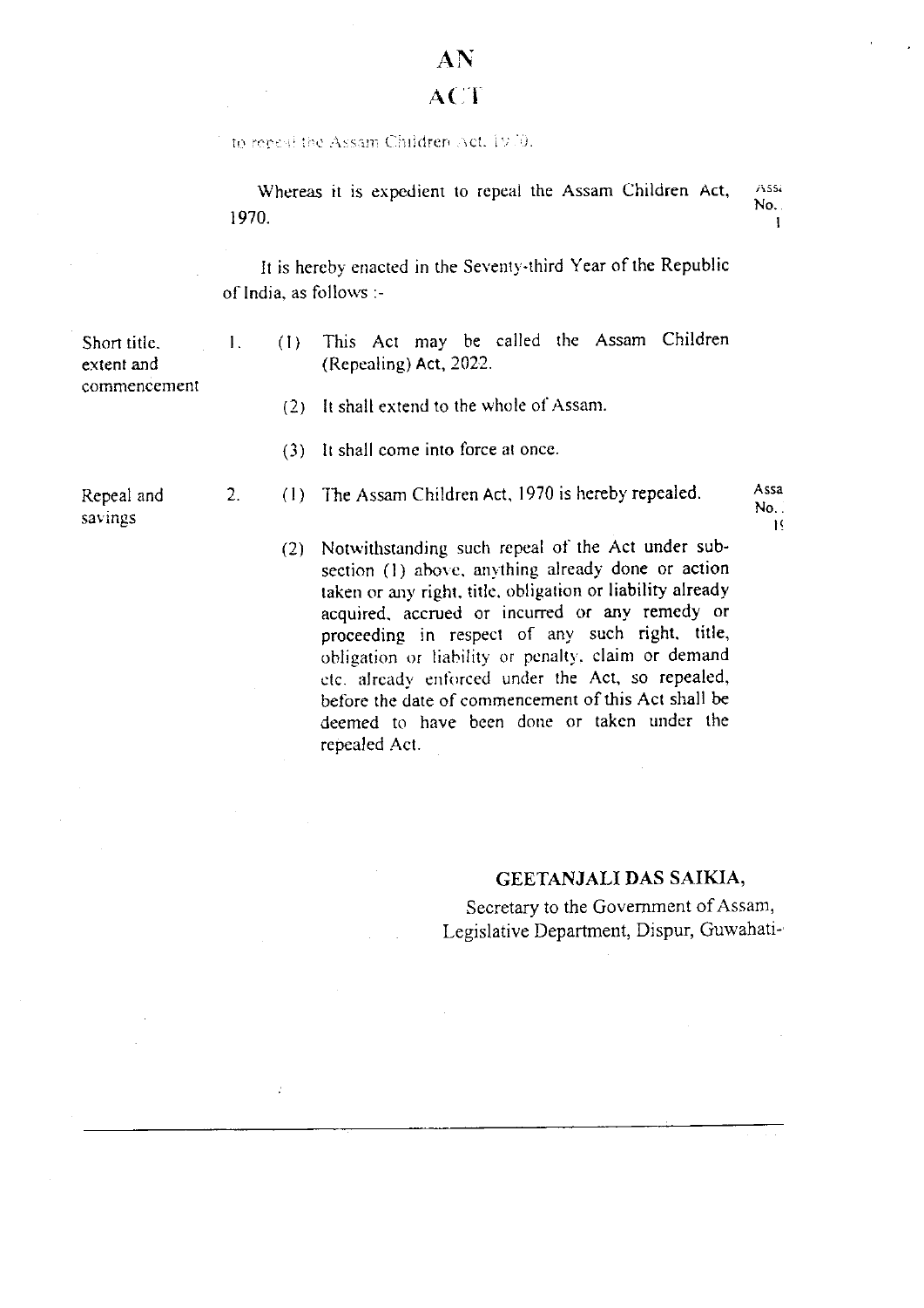# AN

# ACT

to repeal the Assam Children Act, 1970.

Whereas it is expedient to repeal the Assam Children Act, 1970.

It is hereby enacted in the Seventy-third Year of the Republic of India, as follows :-

**Short title, extent and commencement**

1. (1) This Act may be called the Assam Children (Repealing) Act, 2022.

   (2) It shall extend to the whole of Assam.

   (3) It shall come into force at once.

**Repeal and savings**

2. (1) The Assam Children Act, 1970 is hereby repealed.

   (2) Notwithstanding such repeal of the Act under sub-section (1) above, anything already done or action taken or any right, title, obligation or liability already acquired, accrued or incurred or any remedy or proceeding in respect of any such right, title, obligation or liability or penalty, claim or demand etc. already enforced under the Act, so repealed, before the date of commencement of this Act shall be deemed to have been done or taken under the repealed Act.

**GEETANJALI DAS SAIKIA,**

Secretary to the Government of Assam,
Legislative Department, Dispur, Guwahati-